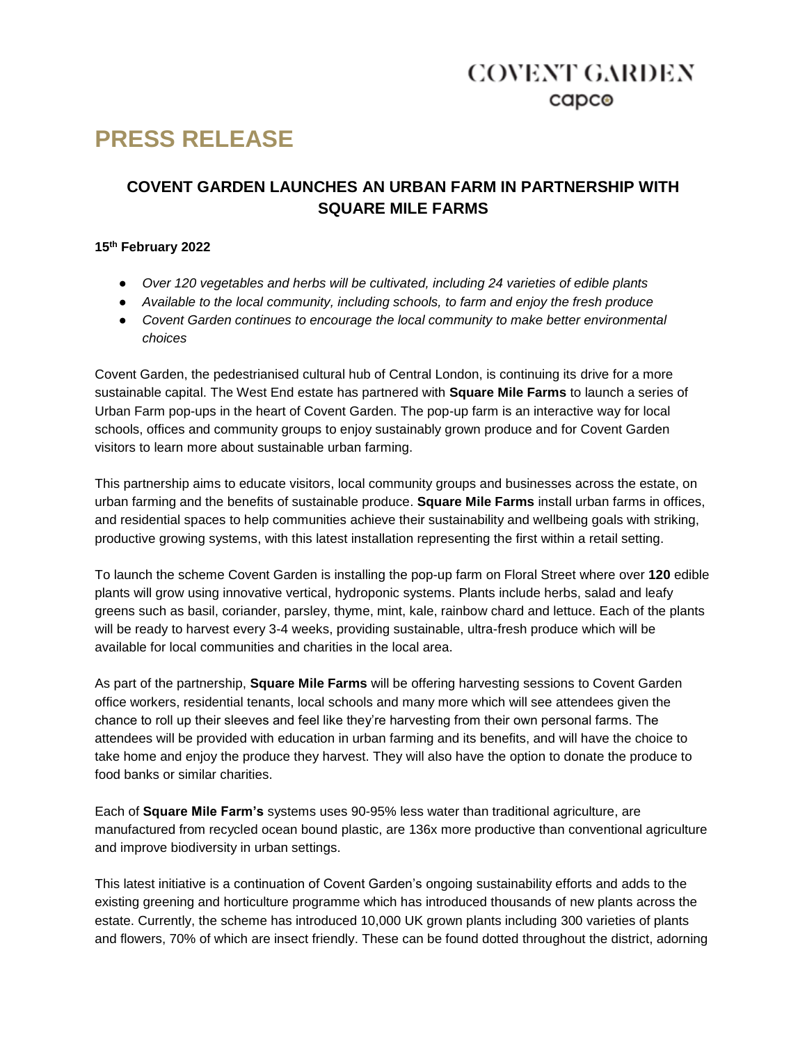COVENT GARDEN
capco

# PRESS RELEASE

## COVENT GARDEN LAUNCHES AN URBAN FARM IN PARTNERSHIP WITH SQUARE MILE FARMS

**15th February 2022**

- *Over 120 vegetables and herbs will be cultivated, including 24 varieties of edible plants*
- *Available to the local community, including schools, to farm and enjoy the fresh produce*
- *Covent Garden continues to encourage the local community to make better environmental choices*

Covent Garden, the pedestrianised cultural hub of Central London, is continuing its drive for a more sustainable capital. The West End estate has partnered with **Square Mile Farms** to launch a series of Urban Farm pop-ups in the heart of Covent Garden. The pop-up farm is an interactive way for local schools, offices and community groups to enjoy sustainably grown produce and for Covent Garden visitors to learn more about sustainable urban farming.

This partnership aims to educate visitors, local community groups and businesses across the estate, on urban farming and the benefits of sustainable produce. **Square Mile Farms** install urban farms in offices, and residential spaces to help communities achieve their sustainability and wellbeing goals with striking, productive growing systems, with this latest installation representing the first within a retail setting.

To launch the scheme Covent Garden is installing the pop-up farm on Floral Street where over **120** edible plants will grow using innovative vertical, hydroponic systems. Plants include herbs, salad and leafy greens such as basil, coriander, parsley, thyme, mint, kale, rainbow chard and lettuce. Each of the plants will be ready to harvest every 3-4 weeks, providing sustainable, ultra-fresh produce which will be available for local communities and charities in the local area.

As part of the partnership, **Square Mile Farms** will be offering harvesting sessions to Covent Garden office workers, residential tenants, local schools and many more which will see attendees given the chance to roll up their sleeves and feel like they're harvesting from their own personal farms. The attendees will be provided with education in urban farming and its benefits, and will have the choice to take home and enjoy the produce they harvest. They will also have the option to donate the produce to food banks or similar charities.

Each of **Square Mile Farm's** systems uses 90-95% less water than traditional agriculture, are manufactured from recycled ocean bound plastic, are 136x more productive than conventional agriculture and improve biodiversity in urban settings.

This latest initiative is a continuation of Covent Garden's ongoing sustainability efforts and adds to the existing greening and horticulture programme which has introduced thousands of new plants across the estate. Currently, the scheme has introduced 10,000 UK grown plants including 300 varieties of plants and flowers, 70% of which are insect friendly. These can be found dotted throughout the district, adorning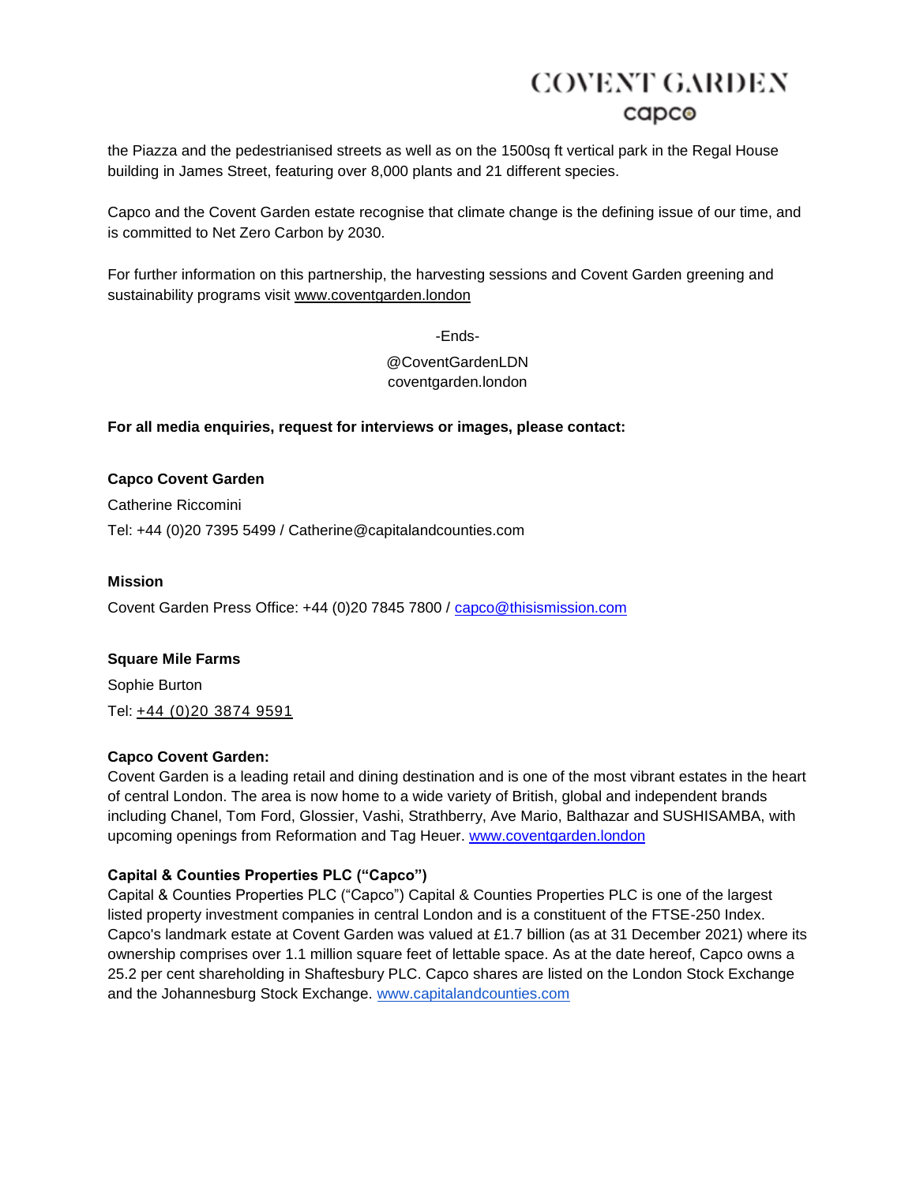the Piazza and the pedestrianised streets as well as on the 1500sq ft vertical park in the Regal House building in James Street, featuring over 8,000 plants and 21 different species.

Capco and the Covent Garden estate recognise that climate change is the defining issue of our time, and is committed to Net Zero Carbon by 2030.

For further information on this partnership, the harvesting sessions and Covent Garden greening and sustainability programs visit www.coventgarden.london

-Ends-

@CoventGardenLDN
coventgarden.london

**For all media enquiries, request for interviews or images, please contact:**

**Capco Covent Garden**

Catherine Riccomini

Tel: +44 (0)20 7395 5499 / Catherine@capitalandcounties.com

**Mission**

Covent Garden Press Office: +44 (0)20 7845 7800 / capco@thisismission.com

**Square Mile Farms**

Sophie Burton

Tel: +44 (0)20 3874 9591

**Capco Covent Garden:**
Covent Garden is a leading retail and dining destination and is one of the most vibrant estates in the heart of central London. The area is now home to a wide variety of British, global and independent brands including Chanel, Tom Ford, Glossier, Vashi, Strathberry, Ave Mario, Balthazar and SUSHISAMBA, with upcoming openings from Reformation and Tag Heuer. www.coventgarden.london

**Capital & Counties Properties PLC ("Capco")**
Capital & Counties Properties PLC ("Capco") Capital & Counties Properties PLC is one of the largest listed property investment companies in central London and is a constituent of the FTSE-250 Index. Capco's landmark estate at Covent Garden was valued at £1.7 billion (as at 31 December 2021) where its ownership comprises over 1.1 million square feet of lettable space. As at the date hereof, Capco owns a 25.2 per cent shareholding in Shaftesbury PLC. Capco shares are listed on the London Stock Exchange and the Johannesburg Stock Exchange. www.capitalandcounties.com